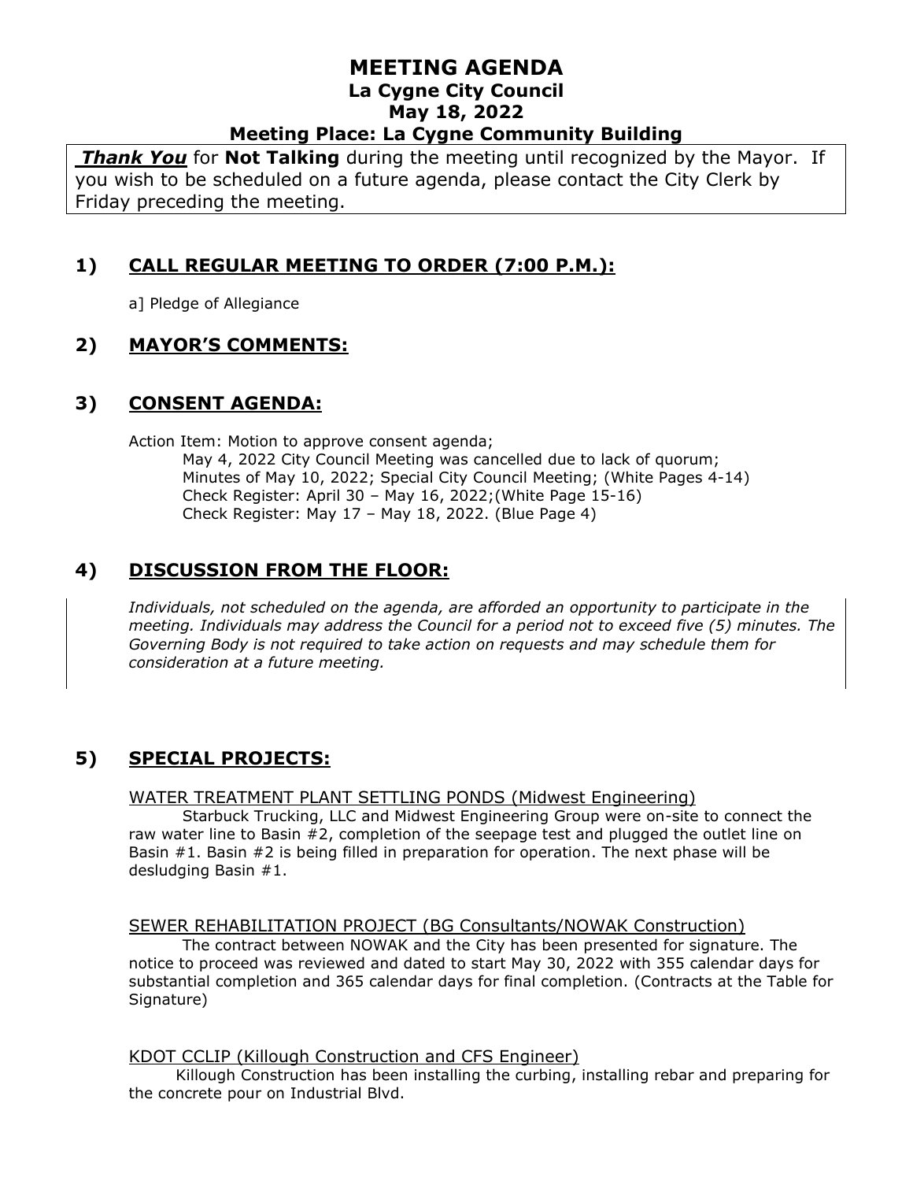# MEETING AGENDA
## La Cygne City Council
## May 18, 2022
## Meeting Place: La Cygne Community Building

***Thank You*** for **Not Talking** during the meeting until recognized by the Mayor. If you wish to be scheduled on a future agenda, please contact the City Clerk by Friday preceding the meeting.

## 1) CALL REGULAR MEETING TO ORDER (7:00 P.M.):

a] Pledge of Allegiance

## 2) MAYOR'S COMMENTS:

## 3) CONSENT AGENDA:

Action Item: Motion to approve consent agenda;
- May 4, 2022 City Council Meeting was cancelled due to lack of quorum;
- Minutes of May 10, 2022; Special City Council Meeting; (White Pages 4-14)
- Check Register: April 30 – May 16, 2022;(White Page 15-16)
- Check Register: May 17 – May 18, 2022. (Blue Page 4)

## 4) DISCUSSION FROM THE FLOOR:

*Individuals, not scheduled on the agenda, are afforded an opportunity to participate in the meeting. Individuals may address the Council for a period not to exceed five (5) minutes. The Governing Body is not required to take action on requests and may schedule them for consideration at a future meeting.*

## 5) SPECIAL PROJECTS:

WATER TREATMENT PLANT SETTLING PONDS (Midwest Engineering)

Starbuck Trucking, LLC and Midwest Engineering Group were on-site to connect the raw water line to Basin #2, completion of the seepage test and plugged the outlet line on Basin #1. Basin #2 is being filled in preparation for operation. The next phase will be desludging Basin #1.

SEWER REHABILITATION PROJECT (BG Consultants/NOWAK Construction)

The contract between NOWAK and the City has been presented for signature. The notice to proceed was reviewed and dated to start May 30, 2022 with 355 calendar days for substantial completion and 365 calendar days for final completion. (Contracts at the Table for Signature)

KDOT CCLIP (Killough Construction and CFS Engineer)

Killough Construction has been installing the curbing, installing rebar and preparing for the concrete pour on Industrial Blvd.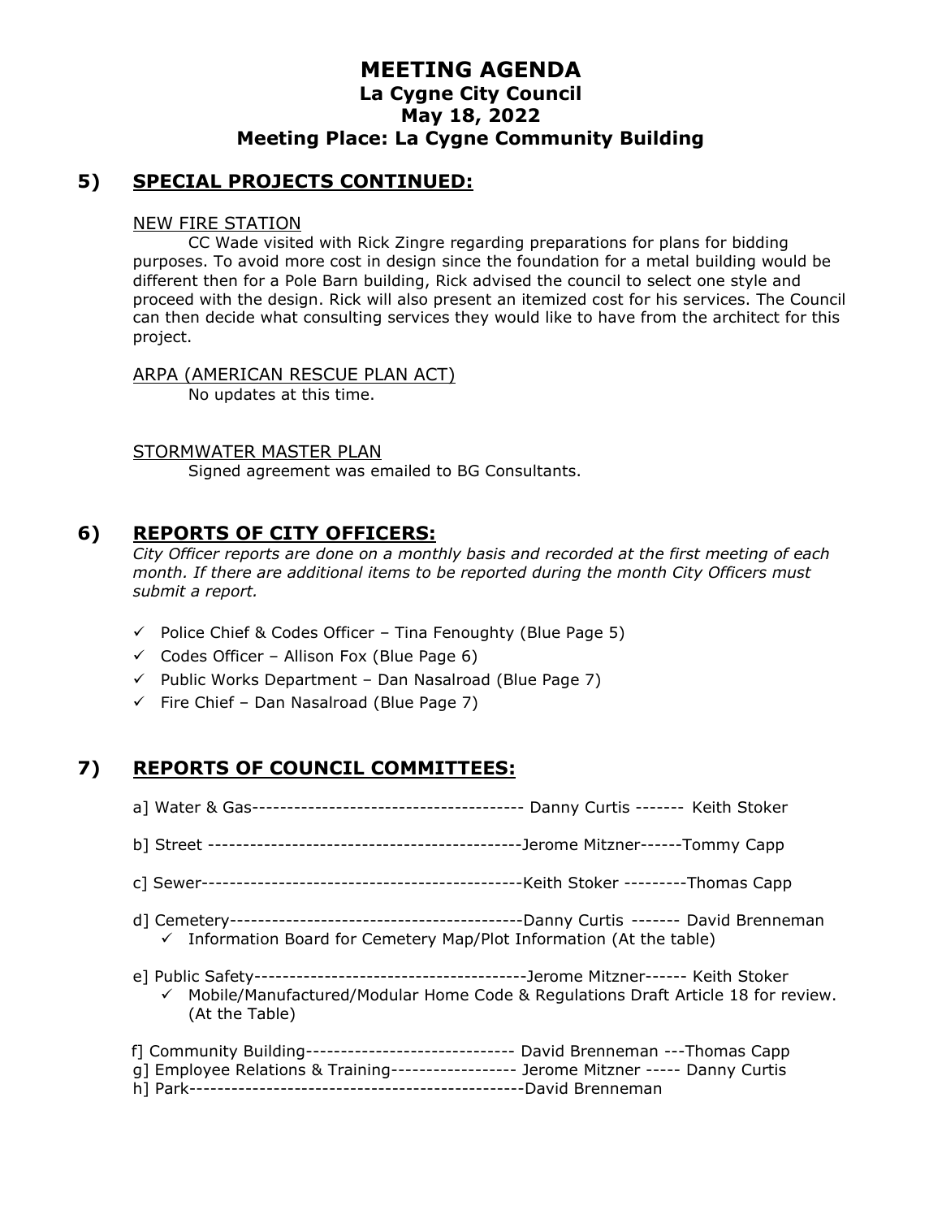# MEETING AGENDA
## La Cygne City Council
## May 18, 2022
## Meeting Place: La Cygne Community Building

## 5) SPECIAL PROJECTS CONTINUED:

NEW FIRE STATION

CC Wade visited with Rick Zingre regarding preparations for plans for bidding purposes. To avoid more cost in design since the foundation for a metal building would be different then for a Pole Barn building, Rick advised the council to select one style and proceed with the design. Rick will also present an itemized cost for his services. The Council can then decide what consulting services they would like to have from the architect for this project.

ARPA (AMERICAN RESCUE PLAN ACT)

No updates at this time.

STORMWATER MASTER PLAN

Signed agreement was emailed to BG Consultants.

## 6) REPORTS OF CITY OFFICERS:

*City Officer reports are done on a monthly basis and recorded at the first meeting of each month. If there are additional items to be reported during the month City Officers must submit a report.*

- ✓ Police Chief & Codes Officer – Tina Fenoughty (Blue Page 5)
- ✓ Codes Officer – Allison Fox (Blue Page 6)
- ✓ Public Works Department – Dan Nasalroad (Blue Page 7)
- ✓ Fire Chief – Dan Nasalroad (Blue Page 7)

## 7) REPORTS OF COUNCIL COMMITTEES:

a] Water & Gas--------------------------------------- Danny Curtis ------- Keith Stoker

b] Street --------------------------------------------Jerome Mitzner------Tommy Capp

c] Sewer----------------------------------------------Keith Stoker ---------Thomas Capp

d] Cemetery------------------------------------------Danny Curtis ------- David Brenneman
- ✓ Information Board for Cemetery Map/Plot Information (At the table)

e] Public Safety---------------------------------------Jerome Mitzner------ Keith Stoker
- ✓ Mobile/Manufactured/Modular Home Code & Regulations Draft Article 18 for review. (At the Table)

f] Community Building------------------------------ David Brenneman ---Thomas Capp
g] Employee Relations & Training------------------ Jerome Mitzner ----- Danny Curtis
h] Park------------------------------------------------David Brenneman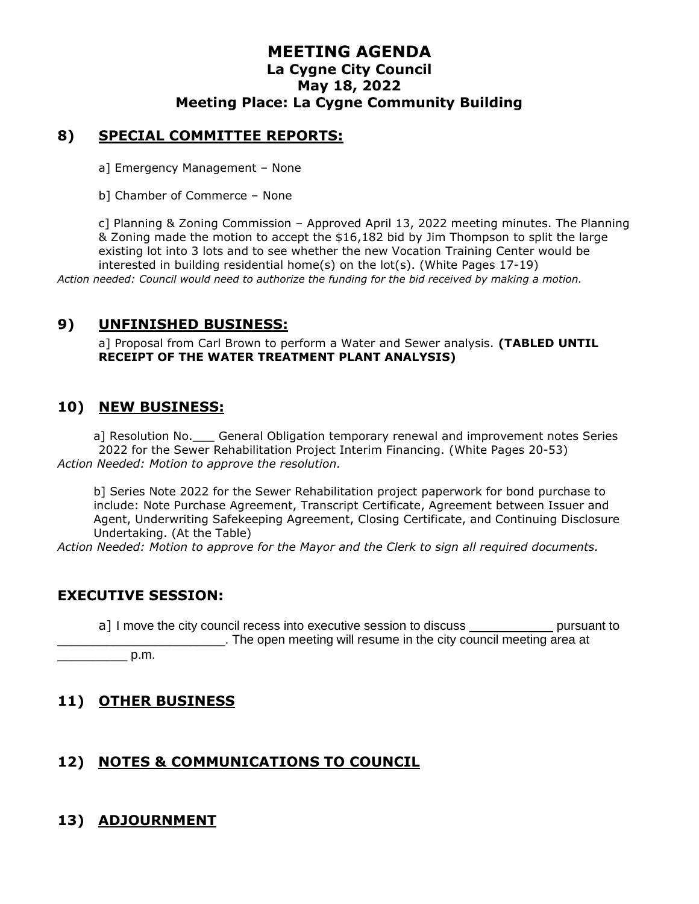# MEETING AGENDA
## La Cygne City Council
## May 18, 2022
## Meeting Place: La Cygne Community Building

## 8) SPECIAL COMMITTEE REPORTS:

a] Emergency Management – None

b] Chamber of Commerce – None

c] Planning & Zoning Commission – Approved April 13, 2022 meeting minutes. The Planning & Zoning made the motion to accept the $16,182 bid by Jim Thompson to split the large existing lot into 3 lots and to see whether the new Vocation Training Center would be interested in building residential home(s) on the lot(s). (White Pages 17-19)

*Action needed: Council would need to authorize the funding for the bid received by making a motion.*

## 9) UNFINISHED BUSINESS:

a] Proposal from Carl Brown to perform a Water and Sewer analysis. **(TABLED UNTIL RECEIPT OF THE WATER TREATMENT PLANT ANALYSIS)**

## 10) NEW BUSINESS:

a] Resolution No.___ General Obligation temporary renewal and improvement notes Series 2022 for the Sewer Rehabilitation Project Interim Financing. (White Pages 20-53)

*Action Needed: Motion to approve the resolution.*

b] Series Note 2022 for the Sewer Rehabilitation project paperwork for bond purchase to include: Note Purchase Agreement, Transcript Certificate, Agreement between Issuer and Agent, Underwriting Safekeeping Agreement, Closing Certificate, and Continuing Disclosure Undertaking. (At the Table)

*Action Needed: Motion to approve for the Mayor and the Clerk to sign all required documents.*

## EXECUTIVE SESSION:

a] I move the city council recess into executive session to discuss ___________ pursuant to _______________________. The open meeting will resume in the city council meeting area at _________ p.m.

## 11) OTHER BUSINESS

## 12) NOTES & COMMUNICATIONS TO COUNCIL

## 13) ADJOURNMENT